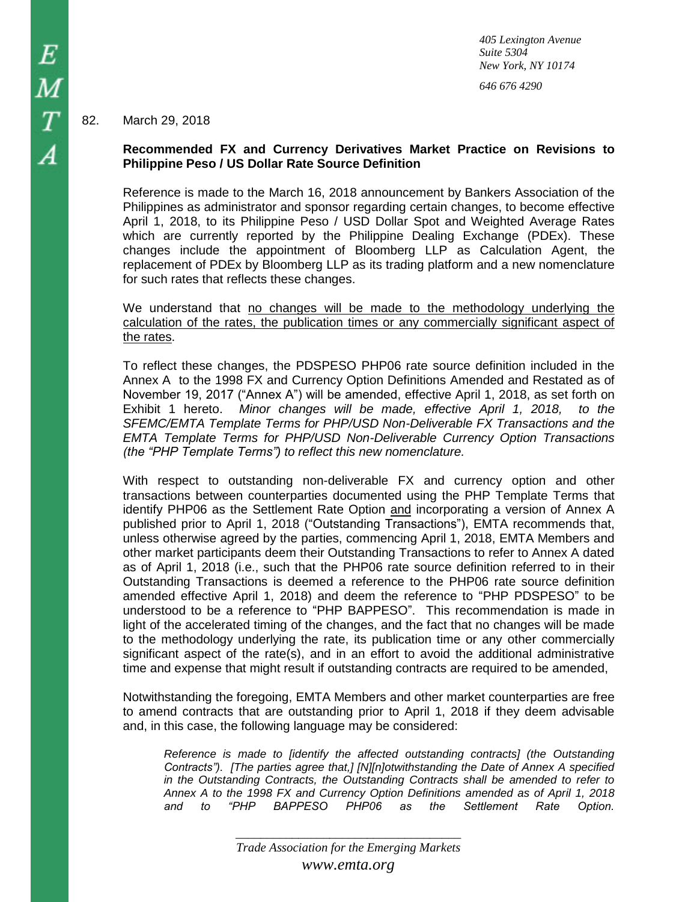*405 Lexington Avenue*
*Suite 5304*
*New York, NY 10174*

*646 676 4290*

82. March 29, 2018

**Recommended FX and Currency Derivatives Market Practice on Revisions to Philippine Peso / US Dollar Rate Source Definition**

Reference is made to the March 16, 2018 announcement by Bankers Association of the Philippines as administrator and sponsor regarding certain changes, to become effective April 1, 2018, to its Philippine Peso / USD Dollar Spot and Weighted Average Rates which are currently reported by the Philippine Dealing Exchange (PDEx). These changes include the appointment of Bloomberg LLP as Calculation Agent, the replacement of PDEx by Bloomberg LLP as its trading platform and a new nomenclature for such rates that reflects these changes.

We understand that <u>no changes will be made to the methodology underlying the calculation of the rates, the publication times or any commercially significant aspect of the rates</u>.

To reflect these changes, the PDSPESO PHP06 rate source definition included in the Annex A to the 1998 FX and Currency Option Definitions Amended and Restated as of November 19, 2017 ("Annex A") will be amended, effective April 1, 2018, as set forth on Exhibit 1 hereto. *Minor changes will be made, effective April 1, 2018, to the SFEMC/EMTA Template Terms for PHP/USD Non-Deliverable FX Transactions and the EMTA Template Terms for PHP/USD Non-Deliverable Currency Option Transactions (the "PHP Template Terms") to reflect this new nomenclature.*

With respect to outstanding non-deliverable FX and currency option and other transactions between counterparties documented using the PHP Template Terms that identify PHP06 as the Settlement Rate Option <u>and</u> incorporating a version of Annex A published prior to April 1, 2018 ("Outstanding Transactions"), EMTA recommends that, unless otherwise agreed by the parties, commencing April 1, 2018, EMTA Members and other market participants deem their Outstanding Transactions to refer to Annex A dated as of April 1, 2018 (i.e., such that the PHP06 rate source definition referred to in their Outstanding Transactions is deemed a reference to the PHP06 rate source definition amended effective April 1, 2018) and deem the reference to "PHP PDSPESO" to be understood to be a reference to "PHP BAPPESO". This recommendation is made in light of the accelerated timing of the changes, and the fact that no changes will be made to the methodology underlying the rate, its publication time or any other commercially significant aspect of the rate(s), and in an effort to avoid the additional administrative time and expense that might result if outstanding contracts are required to be amended,

Notwithstanding the foregoing, EMTA Members and other market counterparties are free to amend contracts that are outstanding prior to April 1, 2018 if they deem advisable and, in this case, the following language may be considered:

> *Reference is made to [identify the affected outstanding contracts] (the Outstanding Contracts"). [The parties agree that,] [N][n]otwithstanding the Date of Annex A specified in the Outstanding Contracts, the Outstanding Contracts shall be amended to refer to Annex A to the 1998 FX and Currency Option Definitions amended as of April 1, 2018 and to "PHP BAPPESO PHP06 as the Settlement Rate Option.*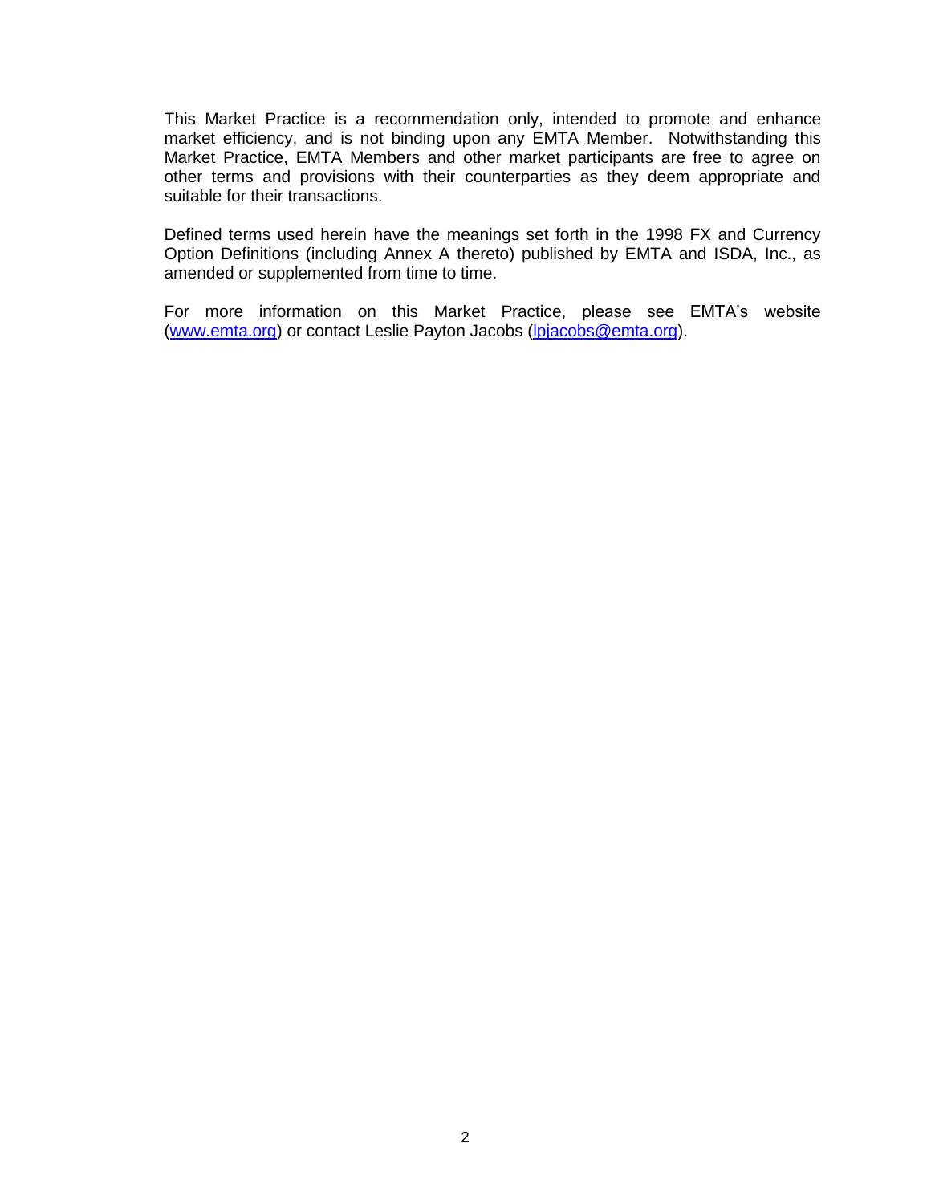This Market Practice is a recommendation only, intended to promote and enhance market efficiency, and is not binding upon any EMTA Member. Notwithstanding this Market Practice, EMTA Members and other market participants are free to agree on other terms and provisions with their counterparties as they deem appropriate and suitable for their transactions.

Defined terms used herein have the meanings set forth in the 1998 FX and Currency Option Definitions (including Annex A thereto) published by EMTA and ISDA, Inc., as amended or supplemented from time to time.

For more information on this Market Practice, please see EMTA's website ([www.emta.org](http://www.emta.org)) or contact Leslie Payton Jacobs ([lpjacobs@emta.org](mailto:lpjacobs@emta.org)).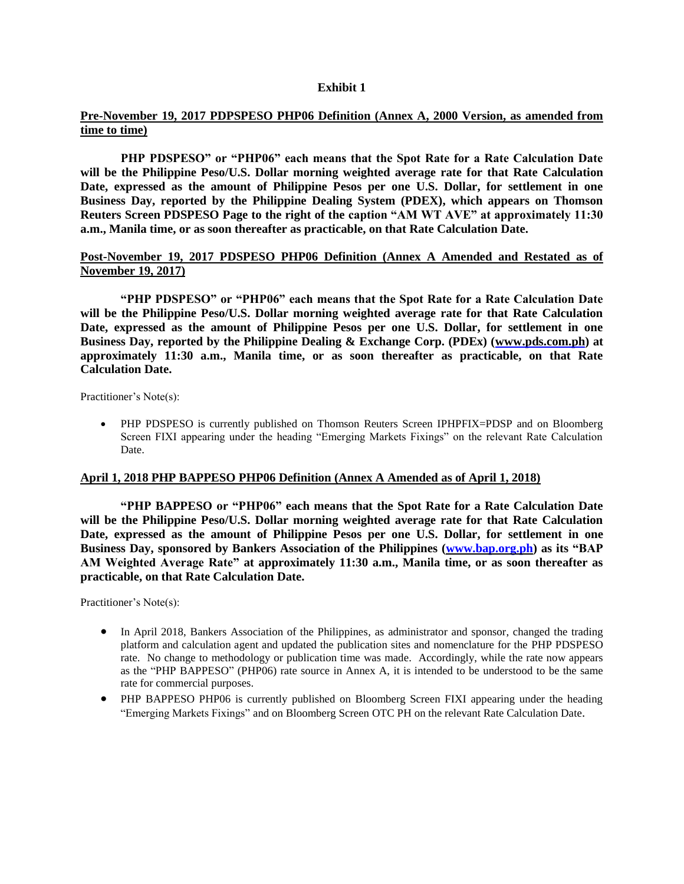**Exhibit 1**

**<u>Pre-November 19, 2017 PDPSPESO PHP06 Definition (Annex A, 2000 Version, as amended from time to time)</u>**

**PHP PDSPESO" or "PHP06" each means that the Spot Rate for a Rate Calculation Date will be the Philippine Peso/U.S. Dollar morning weighted average rate for that Rate Calculation Date, expressed as the amount of Philippine Pesos per one U.S. Dollar, for settlement in one Business Day, reported by the Philippine Dealing System (PDEX), which appears on Thomson Reuters Screen PDSPESO Page to the right of the caption "AM WT AVE" at approximately 11:30 a.m., Manila time, or as soon thereafter as practicable, on that Rate Calculation Date.**

**<u>Post-November 19, 2017 PDSPESO PHP06 Definition (Annex A Amended and Restated as of November 19, 2017)</u>**

**"PHP PDSPESO" or "PHP06" each means that the Spot Rate for a Rate Calculation Date will be the Philippine Peso/U.S. Dollar morning weighted average rate for that Rate Calculation Date, expressed as the amount of Philippine Pesos per one U.S. Dollar, for settlement in one Business Day, reported by the Philippine Dealing & Exchange Corp. (PDEx) (www.pds.com.ph) at approximately 11:30 a.m., Manila time, or as soon thereafter as practicable, on that Rate Calculation Date.**

Practitioner's Note(s):

- PHP PDSPESO is currently published on Thomson Reuters Screen IPHPFIX=PDSP and on Bloomberg Screen FIXI appearing under the heading "Emerging Markets Fixings" on the relevant Rate Calculation Date.

**<u>April 1, 2018 PHP BAPPESO PHP06 Definition (Annex A Amended as of April 1, 2018)</u>**

**"PHP BAPPESO or "PHP06" each means that the Spot Rate for a Rate Calculation Date will be the Philippine Peso/U.S. Dollar morning weighted average rate for that Rate Calculation Date, expressed as the amount of Philippine Pesos per one U.S. Dollar, for settlement in one Business Day, sponsored by Bankers Association of the Philippines (www.bap.org.ph) as its "BAP AM Weighted Average Rate" at approximately 11:30 a.m., Manila time, or as soon thereafter as practicable, on that Rate Calculation Date.**

Practitioner's Note(s):

- In April 2018, Bankers Association of the Philippines, as administrator and sponsor, changed the trading platform and calculation agent and updated the publication sites and nomenclature for the PHP PDSPESO rate. No change to methodology or publication time was made. Accordingly, while the rate now appears as the "PHP BAPPESO" (PHP06) rate source in Annex A, it is intended to be understood to be the same rate for commercial purposes.
- PHP BAPPESO PHP06 is currently published on Bloomberg Screen FIXI appearing under the heading "Emerging Markets Fixings" and on Bloomberg Screen OTC PH on the relevant Rate Calculation Date.